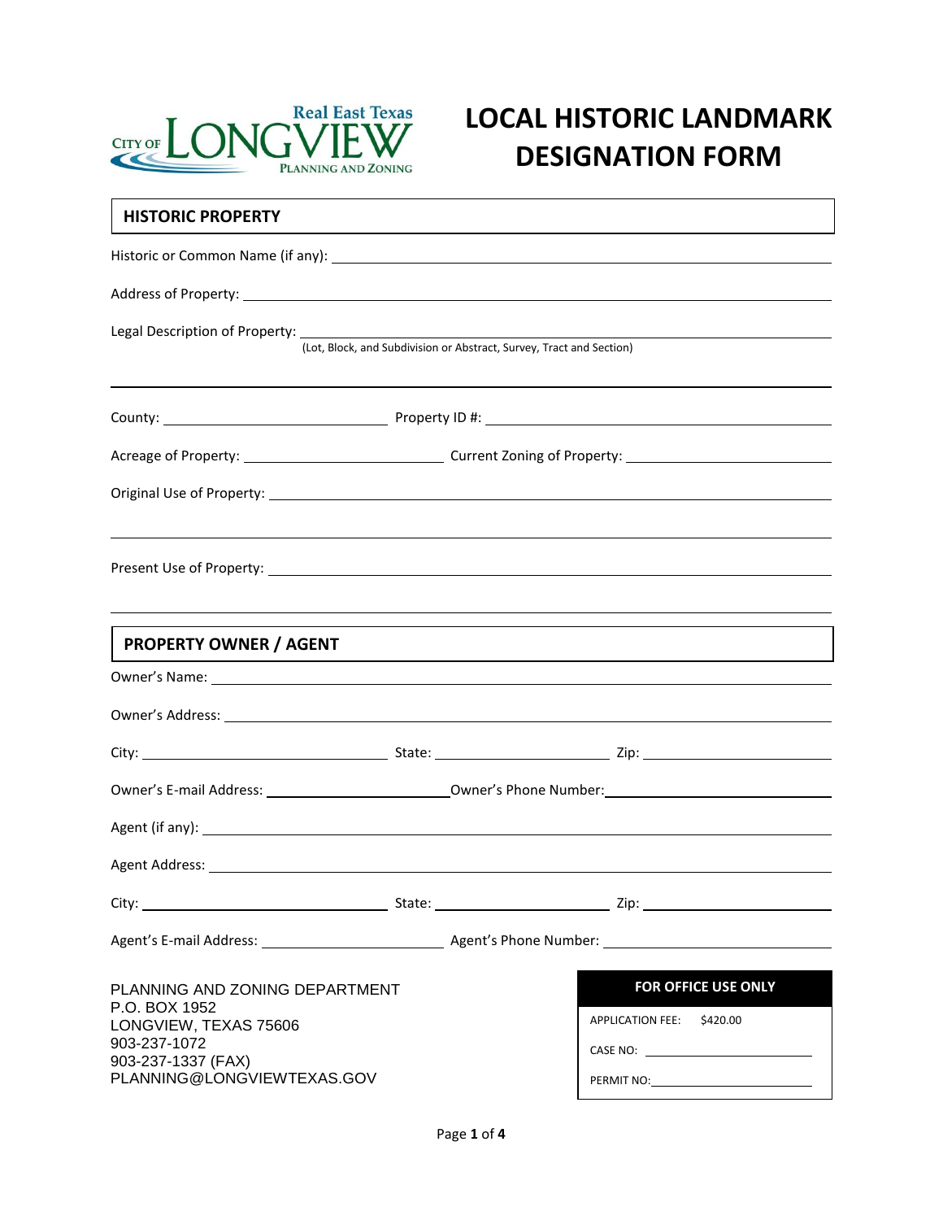City of LONGVIEW — Real East Texas — Planning and Zoning

# LOCAL HISTORIC LANDMARK DESIGNATION FORM

## HISTORIC PROPERTY

Historic or Common Name (if any): ______________________________

Address of Property: ______________________________

Legal Description of Property: ______________________________
(Lot, Block, and Subdivision or Abstract, Survey, Tract and Section)

______________________________

County: ______________ Property ID #: ______________

Acreage of Property: ______________ Current Zoning of Property: ______________

Original Use of Property: ______________________________

______________________________

Present Use of Property: ______________________________

______________________________

## PROPERTY OWNER / AGENT

Owner's Name: ______________________________

Owner's Address: ______________________________

City: ______________ State: ______________ Zip: ______________

Owner's E-mail Address: ______________ Owner's Phone Number: ______________

Agent (if any): ______________________________

Agent Address: ______________________________

City: ______________ State: ______________ Zip: ______________

Agent's E-mail Address: ______________ Agent's Phone Number: ______________

PLANNING AND ZONING DEPARTMENT
P.O. BOX 1952
LONGVIEW, TEXAS 75606
903-237-1072
903-237-1337 (FAX)
PLANNING@LONGVIEWTEXAS.GOV

| FOR OFFICE USE ONLY |
| --- |
| APPLICATION FEE: $420.00 |
| CASE NO: ______________ |
| PERMIT NO: ______________ |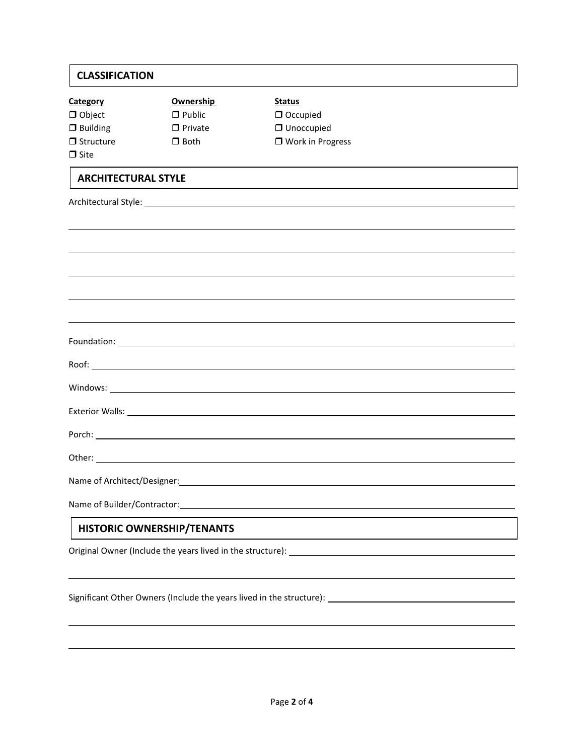## CLASSIFICATION

| **Category** | **Ownership** | **Status** |
|---|---|---|
| ❒ Object | ❒ Public | ❒ Occupied |
| ❒ Building | ❒ Private | ❒ Unoccupied |
| ❒ Structure | ❒ Both | ❒ Work in Progress |
| ❒ Site | | |

## ARCHITECTURAL STYLE

Architectural Style: ______________________________________________

______________________________________________

______________________________________________

______________________________________________

______________________________________________

______________________________________________

Foundation: ______________________________________________

Roof: ______________________________________________

Windows: ______________________________________________

Exterior Walls: ______________________________________________

Porch: ______________________________________________

Other: ______________________________________________

Name of Architect/Designer: ______________________________________________

Name of Builder/Contractor: ______________________________________________

## HISTORIC OWNERSHIP/TENANTS

Original Owner (Include the years lived in the structure): ______________________________________________

______________________________________________

Significant Other Owners (Include the years lived in the structure): ______________________________________________

______________________________________________

______________________________________________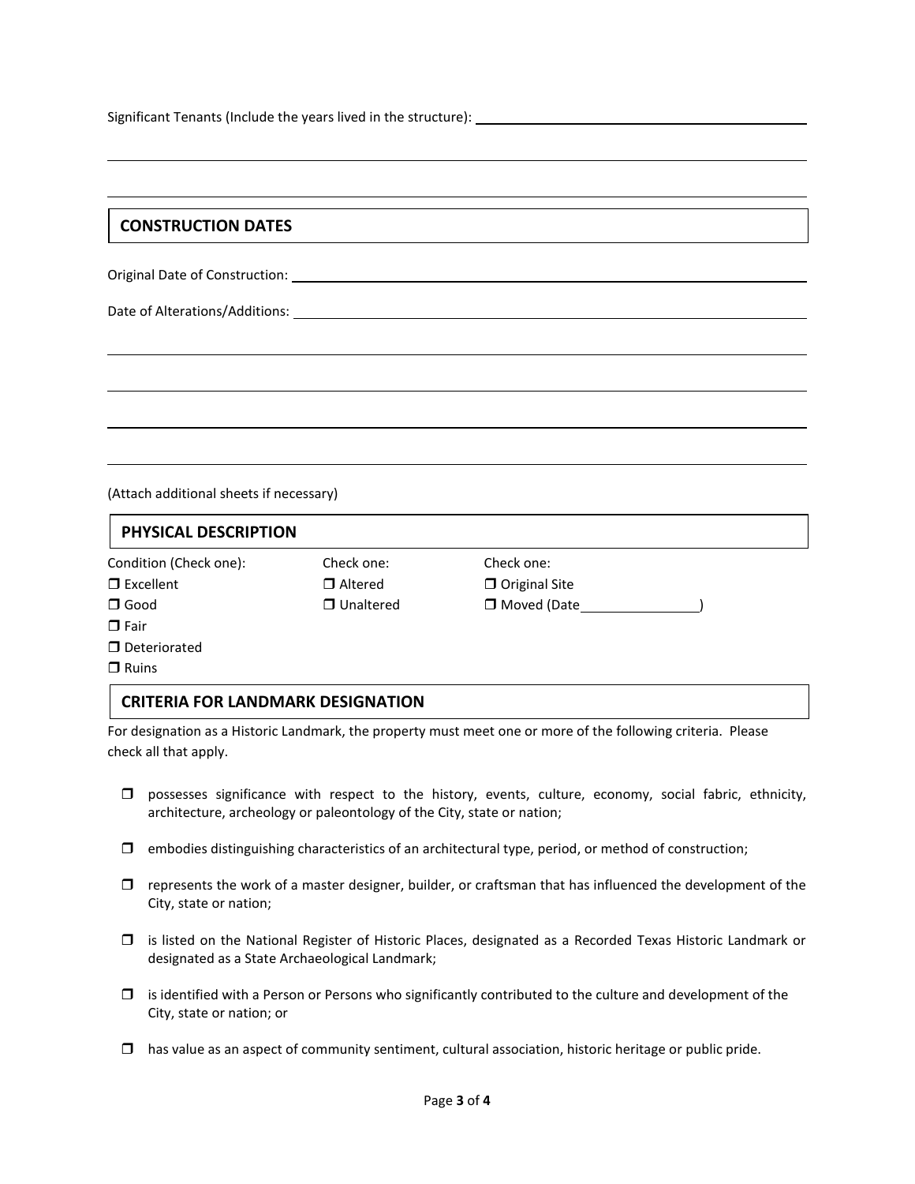Significant Tenants (Include the years lived in the structure): \_\_\_\_\_\_\_\_\_\_\_\_\_\_\_\_\_\_\_\_\_\_\_\_\_\_\_\_\_\_\_\_\_\_\_\_\_\_\_\_

\_\_\_\_\_\_\_\_\_\_\_\_\_\_\_\_\_\_\_\_\_\_\_\_\_\_\_\_\_\_\_\_\_\_\_\_\_\_\_\_\_\_\_\_\_\_\_\_\_\_\_\_\_\_\_\_\_\_\_\_\_\_\_\_\_\_\_\_\_\_\_\_\_\_\_\_\_\_

\_\_\_\_\_\_\_\_\_\_\_\_\_\_\_\_\_\_\_\_\_\_\_\_\_\_\_\_\_\_\_\_\_\_\_\_\_\_\_\_\_\_\_\_\_\_\_\_\_\_\_\_\_\_\_\_\_\_\_\_\_\_\_\_\_\_\_\_\_\_\_\_\_\_\_\_\_\_

## CONSTRUCTION DATES

Original Date of Construction: \_\_\_\_\_\_\_\_\_\_\_\_\_\_\_\_\_\_\_\_\_\_\_\_\_\_\_\_\_\_\_\_\_\_\_\_\_\_\_\_\_\_\_\_\_\_\_\_\_\_\_\_\_\_

Date of Alterations/Additions: \_\_\_\_\_\_\_\_\_\_\_\_\_\_\_\_\_\_\_\_\_\_\_\_\_\_\_\_\_\_\_\_\_\_\_\_\_\_\_\_\_\_\_\_\_\_\_\_\_\_\_\_\_\_

\_\_\_\_\_\_\_\_\_\_\_\_\_\_\_\_\_\_\_\_\_\_\_\_\_\_\_\_\_\_\_\_\_\_\_\_\_\_\_\_\_\_\_\_\_\_\_\_\_\_\_\_\_\_\_\_\_\_\_\_\_\_\_\_\_\_\_\_\_\_\_\_\_\_\_\_\_\_

\_\_\_\_\_\_\_\_\_\_\_\_\_\_\_\_\_\_\_\_\_\_\_\_\_\_\_\_\_\_\_\_\_\_\_\_\_\_\_\_\_\_\_\_\_\_\_\_\_\_\_\_\_\_\_\_\_\_\_\_\_\_\_\_\_\_\_\_\_\_\_\_\_\_\_\_\_\_

\_\_\_\_\_\_\_\_\_\_\_\_\_\_\_\_\_\_\_\_\_\_\_\_\_\_\_\_\_\_\_\_\_\_\_\_\_\_\_\_\_\_\_\_\_\_\_\_\_\_\_\_\_\_\_\_\_\_\_\_\_\_\_\_\_\_\_\_\_\_\_\_\_\_\_\_\_\_

\_\_\_\_\_\_\_\_\_\_\_\_\_\_\_\_\_\_\_\_\_\_\_\_\_\_\_\_\_\_\_\_\_\_\_\_\_\_\_\_\_\_\_\_\_\_\_\_\_\_\_\_\_\_\_\_\_\_\_\_\_\_\_\_\_\_\_\_\_\_\_\_\_\_\_\_\_\_

(Attach additional sheets if necessary)

## PHYSICAL DESCRIPTION

| Condition (Check one): | Check one: | Check one: |
| --- | --- | --- |
| ❒ Excellent | ❒ Altered | ❒ Original Site |
| ❒ Good | ❒ Unaltered | ❒ Moved (Date\_\_\_\_\_\_\_\_\_\_\_\_\_\_\_\_) |
| ❒ Fair | | |
| ❒ Deteriorated | | |
| ❒ Ruins | | |

## CRITERIA FOR LANDMARK DESIGNATION

For designation as a Historic Landmark, the property must meet one or more of the following criteria. Please check all that apply.

- ❒ possesses significance with respect to the history, events, culture, economy, social fabric, ethnicity, architecture, archeology or paleontology of the City, state or nation;
- ❒ embodies distinguishing characteristics of an architectural type, period, or method of construction;
- ❒ represents the work of a master designer, builder, or craftsman that has influenced the development of the City, state or nation;
- ❒ is listed on the National Register of Historic Places, designated as a Recorded Texas Historic Landmark or designated as a State Archaeological Landmark;
- ❒ is identified with a Person or Persons who significantly contributed to the culture and development of the City, state or nation; or
- ❒ has value as an aspect of community sentiment, cultural association, historic heritage or public pride.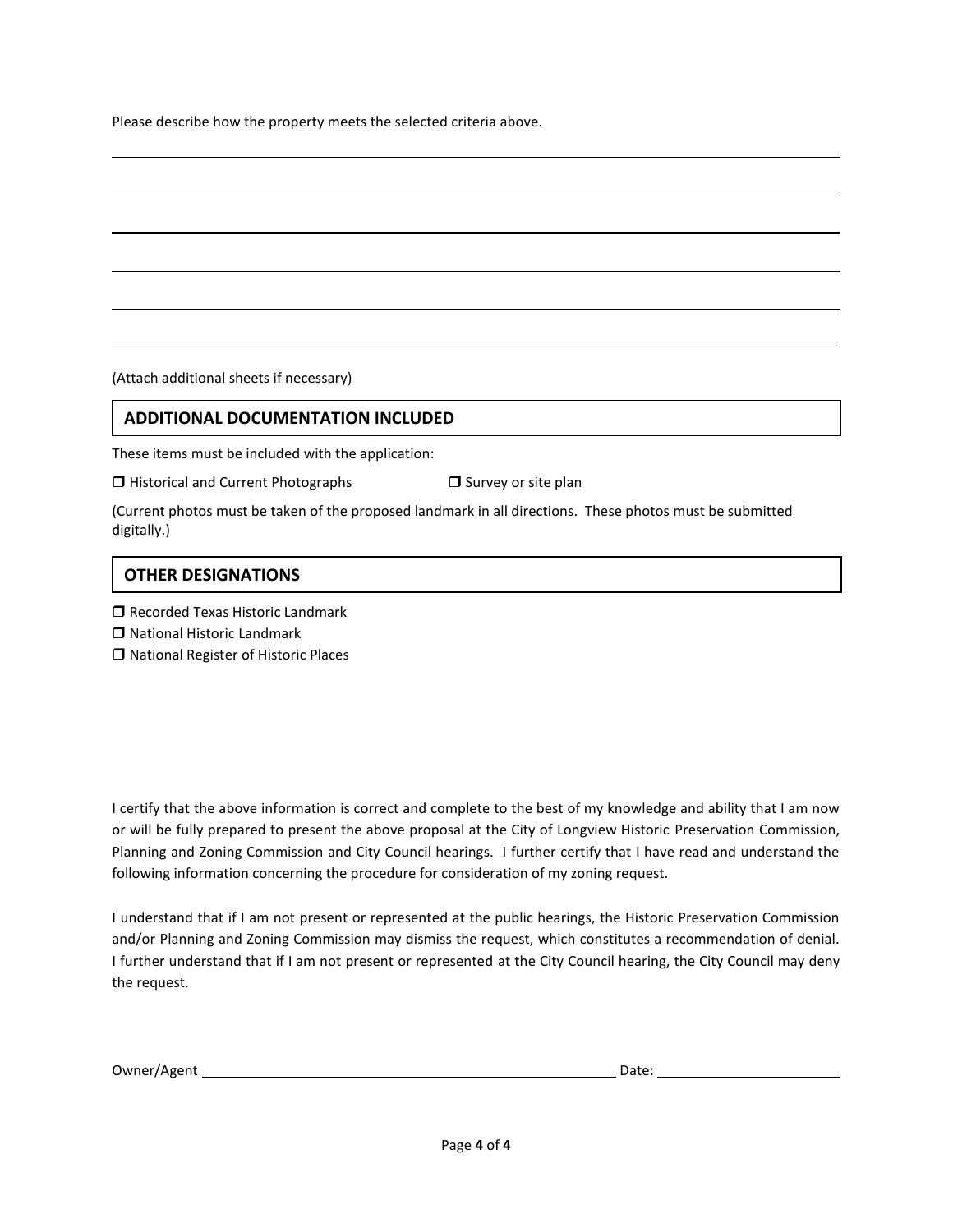Please describe how the property meets the selected criteria above.

______________________________________________________________________________

______________________________________________________________________________

______________________________________________________________________________

______________________________________________________________________________

______________________________________________________________________________

______________________________________________________________________________

(Attach additional sheets if necessary)

## ADDITIONAL DOCUMENTATION INCLUDED

These items must be included with the application:

❒ Historical and Current Photographs ❒ Survey or site plan

(Current photos must be taken of the proposed landmark in all directions. These photos must be submitted digitally.)

## OTHER DESIGNATIONS

❒ Recorded Texas Historic Landmark

❒ National Historic Landmark

❒ National Register of Historic Places

I certify that the above information is correct and complete to the best of my knowledge and ability that I am now or will be fully prepared to present the above proposal at the City of Longview Historic Preservation Commission, Planning and Zoning Commission and City Council hearings. I further certify that I have read and understand the following information concerning the procedure for consideration of my zoning request.

I understand that if I am not present or represented at the public hearings, the Historic Preservation Commission and/or Planning and Zoning Commission may dismiss the request, which constitutes a recommendation of denial. I further understand that if I am not present or represented at the City Council hearing, the City Council may deny the request.

Owner/Agent ______________________________________ Date: __________________